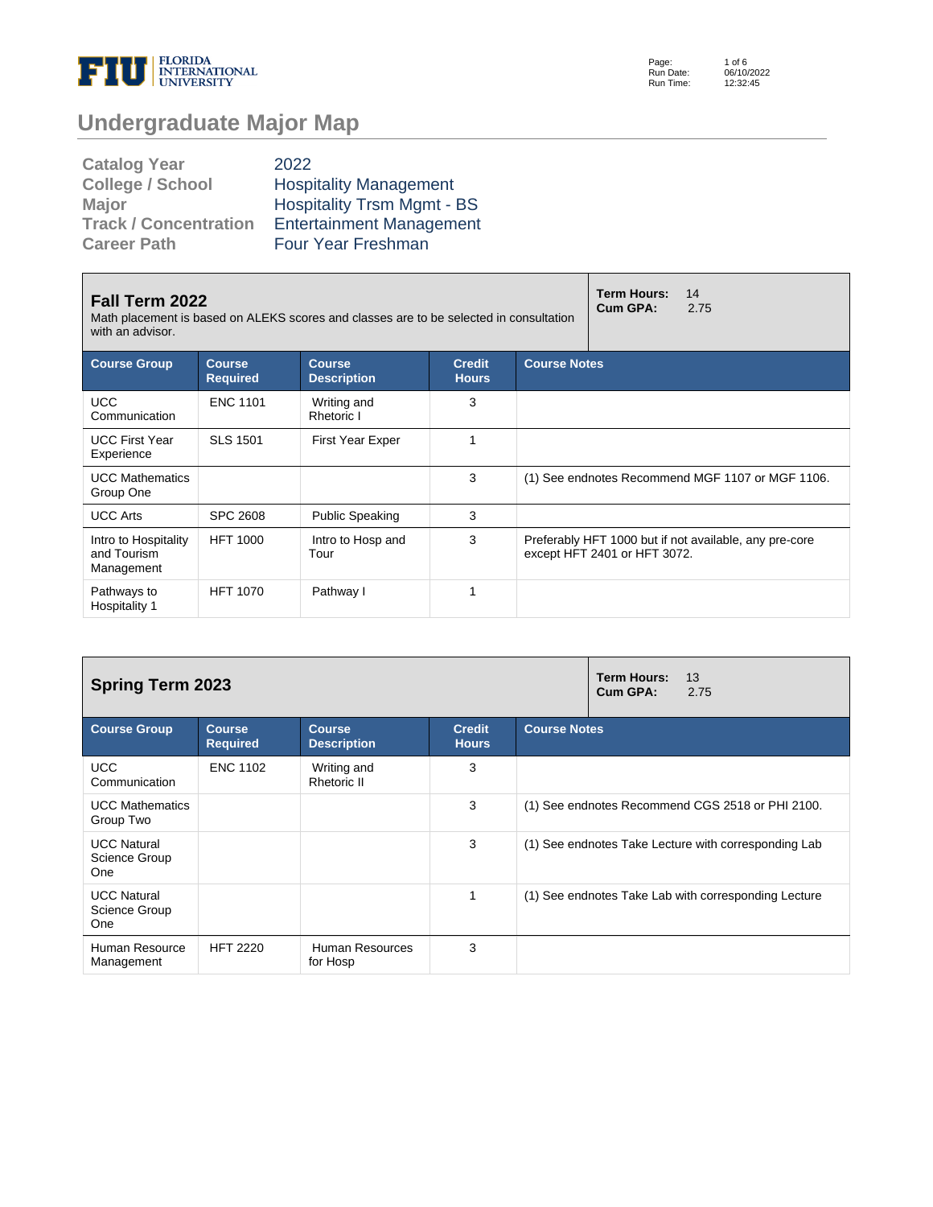# Undergraduate Major Map

| | |
|---|---|
| **Catalog Year** | 2022 |
| **College / School** | Hospitality Management |
| **Major** | Hospitality Trsm Mgmt - BS |
| **Track / Concentration** | Entertainment Management |
| **Career Path** | Four Year Freshman |

## Fall Term 2022

Math placement is based on ALEKS scores and classes are to be selected in consultation with an advisor.

**Term Hours:** 14
**Cum GPA:** 2.75

| Course Group | Course Required | Course Description | Credit Hours | Course Notes |
|---|---|---|---|---|
| UCC Communication | ENC 1101 | Writing and Rhetoric I | 3 | |
| UCC First Year Experience | SLS 1501 | First Year Exper | 1 | |
| UCC Mathematics Group One | | | 3 | (1) See endnotes Recommend MGF 1107 or MGF 1106. |
| UCC Arts | SPC 2608 | Public Speaking | 3 | |
| Intro to Hospitality and Tourism Management | HFT 1000 | Intro to Hosp and Tour | 3 | Preferably HFT 1000 but if not available, any pre-core except HFT 2401 or HFT 3072. |
| Pathways to Hospitality 1 | HFT 1070 | Pathway I | 1 | |

## Spring Term 2023

**Term Hours:** 13
**Cum GPA:** 2.75

| Course Group | Course Required | Course Description | Credit Hours | Course Notes |
|---|---|---|---|---|
| UCC Communication | ENC 1102 | Writing and Rhetoric II | 3 | |
| UCC Mathematics Group Two | | | 3 | (1) See endnotes Recommend CGS 2518 or PHI 2100. |
| UCC Natural Science Group One | | | 3 | (1) See endnotes Take Lecture with corresponding Lab |
| UCC Natural Science Group One | | | 1 | (1) See endnotes Take Lab with corresponding Lecture |
| Human Resource Management | HFT 2220 | Human Resources for Hosp | 3 | |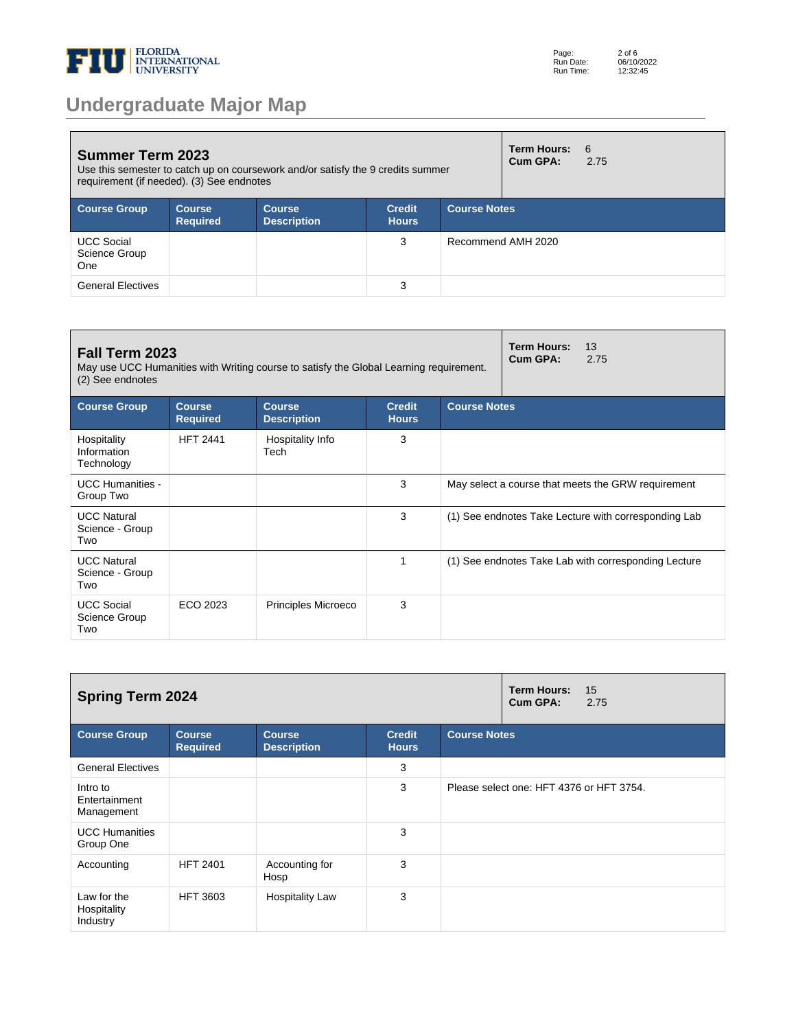# Undergraduate Major Map

## Summer Term 2023

Use this semester to catch up on coursework and/or satisfy the 9 credits summer requirement (if needed). (3) See endnotes

**Term Hours:** 6
**Cum GPA:** 2.75

| Course Group | Course Required | Course Description | Credit Hours | Course Notes |
|---|---|---|---|---|
| UCC Social Science Group One | | | 3 | Recommend AMH 2020 |
| General Electives | | | 3 | |

## Fall Term 2023

May use UCC Humanities with Writing course to satisfy the Global Learning requirement. (2) See endnotes

**Term Hours:** 13
**Cum GPA:** 2.75

| Course Group | Course Required | Course Description | Credit Hours | Course Notes |
|---|---|---|---|---|
| Hospitality Information Technology | HFT 2441 | Hospitality Info Tech | 3 | |
| UCC Humanities - Group Two | | | 3 | May select a course that meets the GRW requirement |
| UCC Natural Science - Group Two | | | 3 | (1) See endnotes Take Lecture with corresponding Lab |
| UCC Natural Science - Group Two | | | 1 | (1) See endnotes Take Lab with corresponding Lecture |
| UCC Social Science Group Two | ECO 2023 | Principles Microeco | 3 | |

## Spring Term 2024

**Term Hours:** 15
**Cum GPA:** 2.75

| Course Group | Course Required | Course Description | Credit Hours | Course Notes |
|---|---|---|---|---|
| General Electives | | | 3 | |
| Intro to Entertainment Management | | | 3 | Please select one: HFT 4376 or HFT 3754. |
| UCC Humanities Group One | | | 3 | |
| Accounting | HFT 2401 | Accounting for Hosp | 3 | |
| Law for the Hospitality Industry | HFT 3603 | Hospitality Law | 3 | |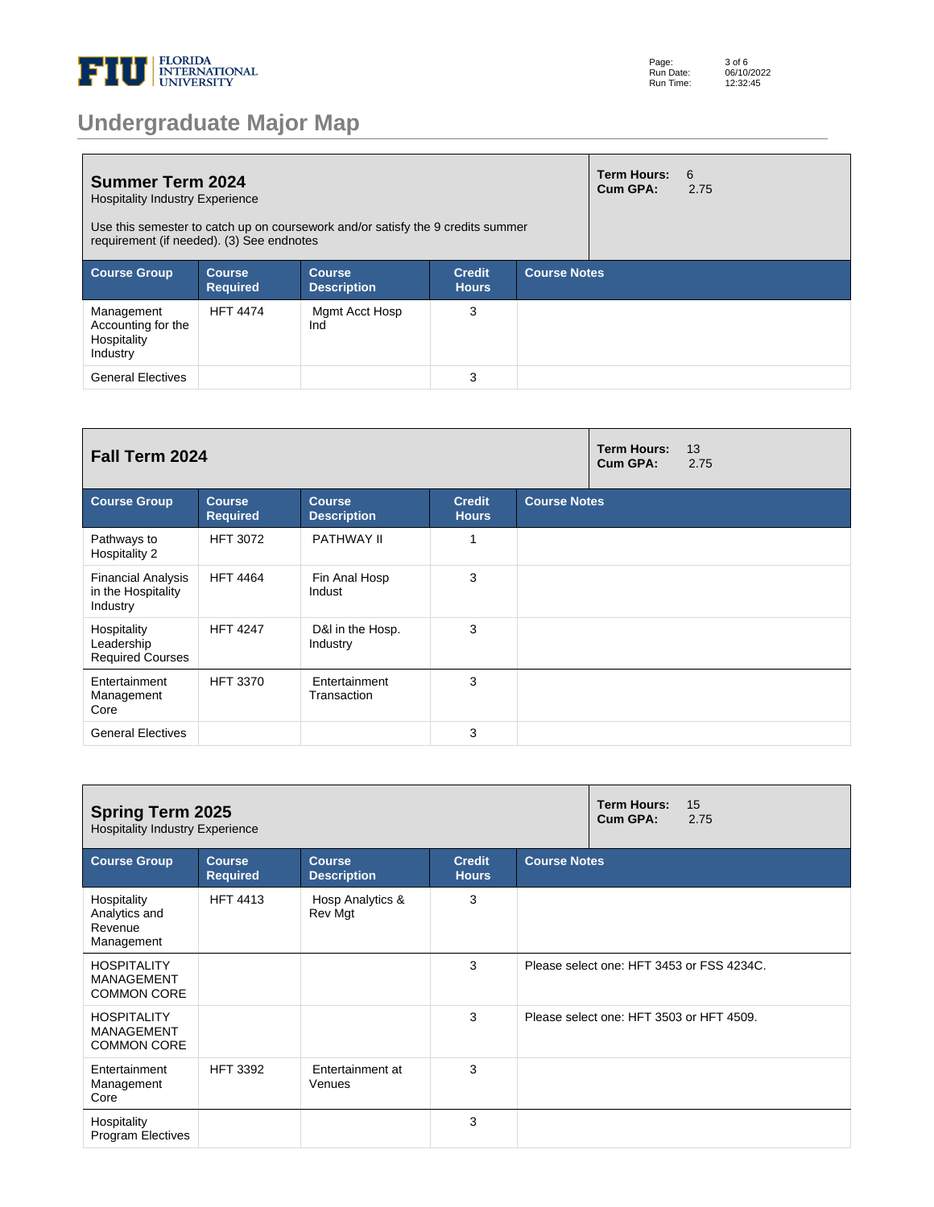# Undergraduate Major Map

## Summer Term 2024

Hospitality Industry Experience

Use this semester to catch up on coursework and/or satisfy the 9 credits summer requirement (if needed). (3) See endnotes

**Term Hours:** 6
**Cum GPA:** 2.75

| Course Group | Course Required | Course Description | Credit Hours | Course Notes |
|---|---|---|---|---|
| Management Accounting for the Hospitality Industry | HFT 4474 | Mgmt Acct Hosp Ind | 3 | |
| General Electives | | | 3 | |

## Fall Term 2024

**Term Hours:** 13
**Cum GPA:** 2.75

| Course Group | Course Required | Course Description | Credit Hours | Course Notes |
|---|---|---|---|---|
| Pathways to Hospitality 2 | HFT 3072 | PATHWAY II | 1 | |
| Financial Analysis in the Hospitality Industry | HFT 4464 | Fin Anal Hosp Indust | 3 | |
| Hospitality Leadership Required Courses | HFT 4247 | D&I in the Hosp. Industry | 3 | |
| Entertainment Management Core | HFT 3370 | Entertainment Transaction | 3 | |
| General Electives | | | 3 | |

## Spring Term 2025

Hospitality Industry Experience

**Term Hours:** 15
**Cum GPA:** 2.75

| Course Group | Course Required | Course Description | Credit Hours | Course Notes |
|---|---|---|---|---|
| Hospitality Analytics and Revenue Management | HFT 4413 | Hosp Analytics & Rev Mgt | 3 | |
| HOSPITALITY MANAGEMENT COMMON CORE | | | 3 | Please select one: HFT 3453 or FSS 4234C. |
| HOSPITALITY MANAGEMENT COMMON CORE | | | 3 | Please select one: HFT 3503 or HFT 4509. |
| Entertainment Management Core | HFT 3392 | Entertainment at Venues | 3 | |
| Hospitality Program Electives | | | 3 | |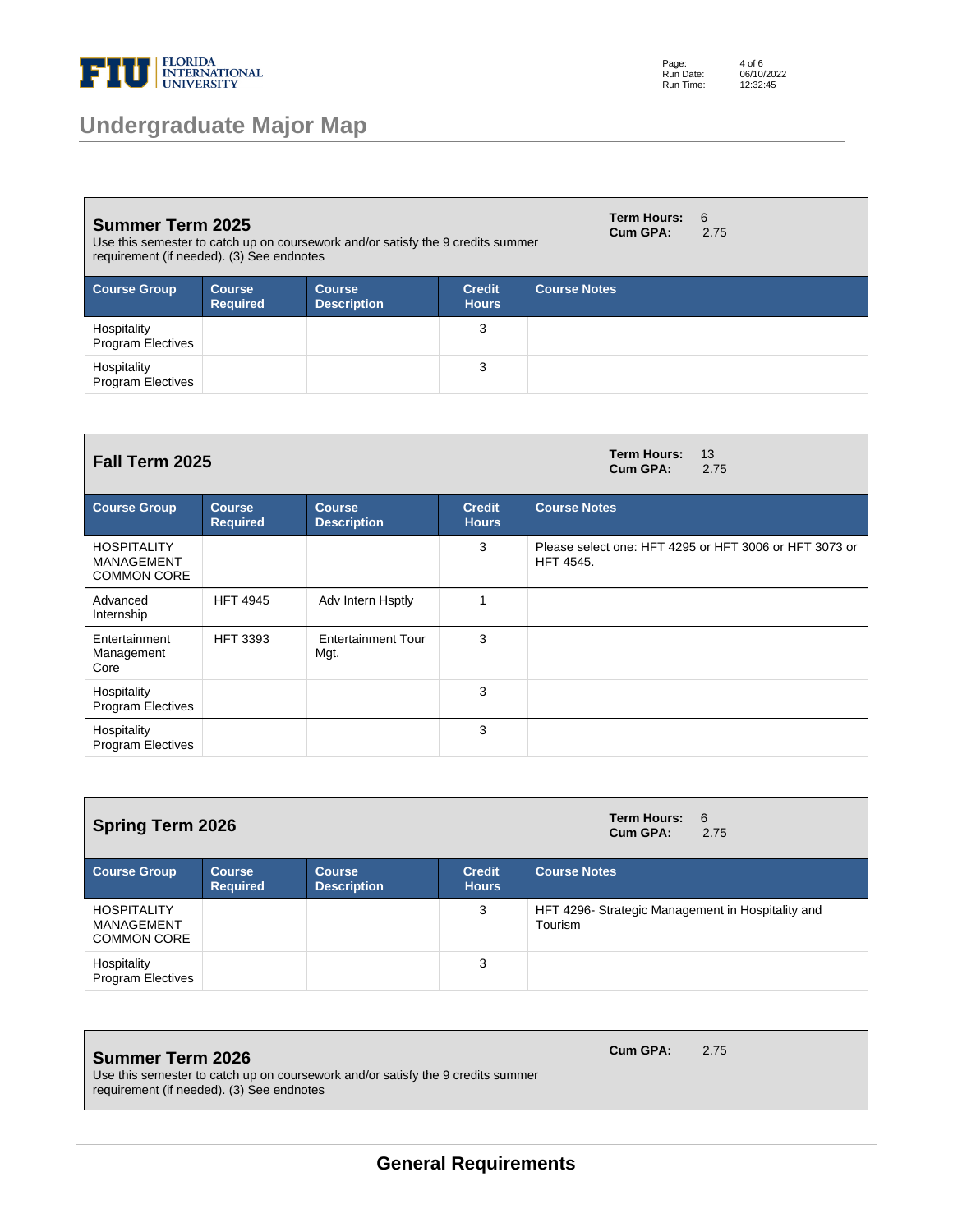# Undergraduate Major Map

## Summer Term 2025

Use this semester to catch up on coursework and/or satisfy the 9 credits summer requirement (if needed). (3) See endnotes

**Term Hours:** 6
**Cum GPA:** 2.75

| Course Group | Course Required | Course Description | Credit Hours | Course Notes |
|---|---|---|---|---|
| Hospitality Program Electives | | | 3 | |
| Hospitality Program Electives | | | 3 | |

## Fall Term 2025

**Term Hours:** 13
**Cum GPA:** 2.75

| Course Group | Course Required | Course Description | Credit Hours | Course Notes |
|---|---|---|---|---|
| HOSPITALITY MANAGEMENT COMMON CORE | | | 3 | Please select one: HFT 4295 or HFT 3006 or HFT 3073 or HFT 4545. |
| Advanced Internship | HFT 4945 | Adv Intern Hsptly | 1 | |
| Entertainment Management Core | HFT 3393 | Entertainment Tour Mgt. | 3 | |
| Hospitality Program Electives | | | 3 | |
| Hospitality Program Electives | | | 3 | |

## Spring Term 2026

**Term Hours:** 6
**Cum GPA:** 2.75

| Course Group | Course Required | Course Description | Credit Hours | Course Notes |
|---|---|---|---|---|
| HOSPITALITY MANAGEMENT COMMON CORE | | | 3 | HFT 4296- Strategic Management in Hospitality and Tourism |
| Hospitality Program Electives | | | 3 | |

## Summer Term 2026

Use this semester to catch up on coursework and/or satisfy the 9 credits summer requirement (if needed). (3) See endnotes

**Cum GPA:** 2.75

## General Requirements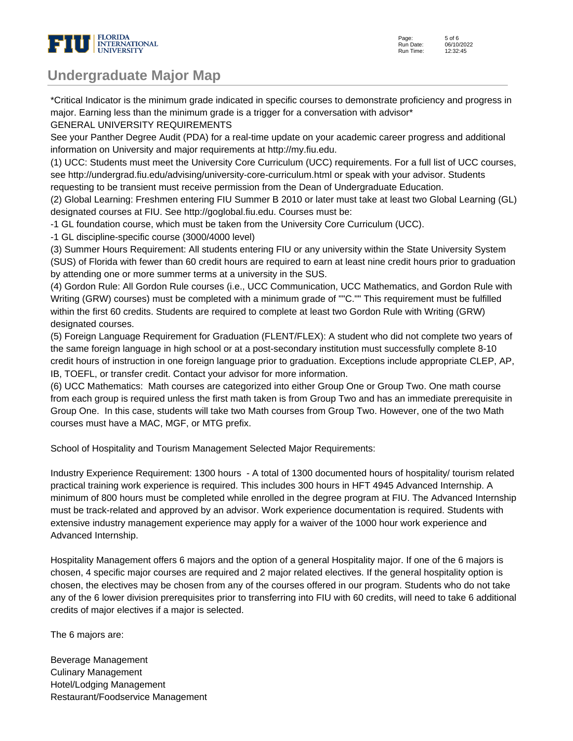# Undergraduate Major Map

*Critical Indicator is the minimum grade indicated in specific courses to demonstrate proficiency and progress in major. Earning less than the minimum grade is a trigger for a conversation with advisor*

GENERAL UNIVERSITY REQUIREMENTS

See your Panther Degree Audit (PDA) for a real-time update on your academic career progress and additional information on University and major requirements at http://my.fiu.edu.

(1) UCC: Students must meet the University Core Curriculum (UCC) requirements. For a full list of UCC courses, see http://undergrad.fiu.edu/advising/university-core-curriculum.html or speak with your advisor. Students requesting to be transient must receive permission from the Dean of Undergraduate Education.

(2) Global Learning: Freshmen entering FIU Summer B 2010 or later must take at least two Global Learning (GL) designated courses at FIU. See http://goglobal.fiu.edu. Courses must be:

-1 GL foundation course, which must be taken from the University Core Curriculum (UCC).

-1 GL discipline-specific course (3000/4000 level)

(3) Summer Hours Requirement: All students entering FIU or any university within the State University System (SUS) of Florida with fewer than 60 credit hours are required to earn at least nine credit hours prior to graduation by attending one or more summer terms at a university in the SUS.

(4) Gordon Rule: All Gordon Rule courses (i.e., UCC Communication, UCC Mathematics, and Gordon Rule with Writing (GRW) courses) must be completed with a minimum grade of ""C."" This requirement must be fulfilled within the first 60 credits. Students are required to complete at least two Gordon Rule with Writing (GRW) designated courses.

(5) Foreign Language Requirement for Graduation (FLENT/FLEX): A student who did not complete two years of the same foreign language in high school or at a post-secondary institution must successfully complete 8-10 credit hours of instruction in one foreign language prior to graduation. Exceptions include appropriate CLEP, AP, IB, TOEFL, or transfer credit. Contact your advisor for more information.

(6) UCC Mathematics: Math courses are categorized into either Group One or Group Two. One math course from each group is required unless the first math taken is from Group Two and has an immediate prerequisite in Group One. In this case, students will take two Math courses from Group Two. However, one of the two Math courses must have a MAC, MGF, or MTG prefix.

School of Hospitality and Tourism Management Selected Major Requirements:

Industry Experience Requirement: 1300 hours - A total of 1300 documented hours of hospitality/ tourism related practical training work experience is required. This includes 300 hours in HFT 4945 Advanced Internship. A minimum of 800 hours must be completed while enrolled in the degree program at FIU. The Advanced Internship must be track-related and approved by an advisor. Work experience documentation is required. Students with extensive industry management experience may apply for a waiver of the 1000 hour work experience and Advanced Internship.

Hospitality Management offers 6 majors and the option of a general Hospitality major. If one of the 6 majors is chosen, 4 specific major courses are required and 2 major related electives. If the general hospitality option is chosen, the electives may be chosen from any of the courses offered in our program. Students who do not take any of the 6 lower division prerequisites prior to transferring into FIU with 60 credits, will need to take 6 additional credits of major electives if a major is selected.

The 6 majors are:

Beverage Management
Culinary Management
Hotel/Lodging Management
Restaurant/Foodservice Management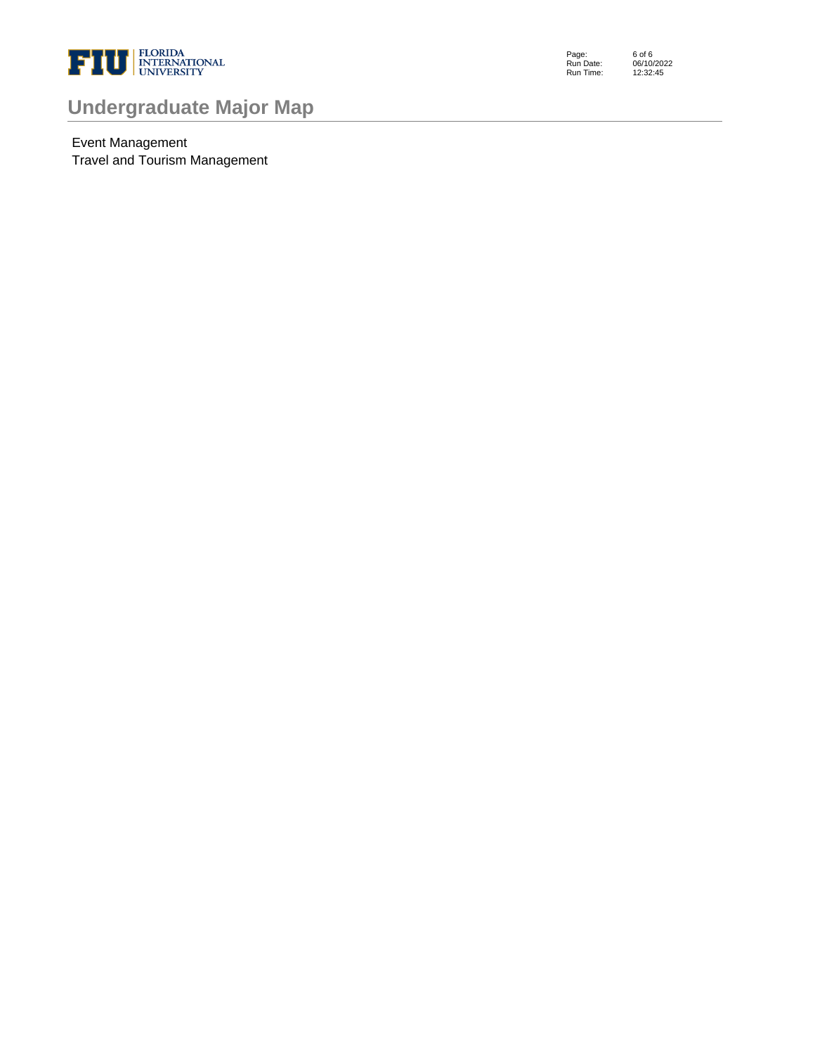# Undergraduate Major Map

Event Management
Travel and Tourism Management